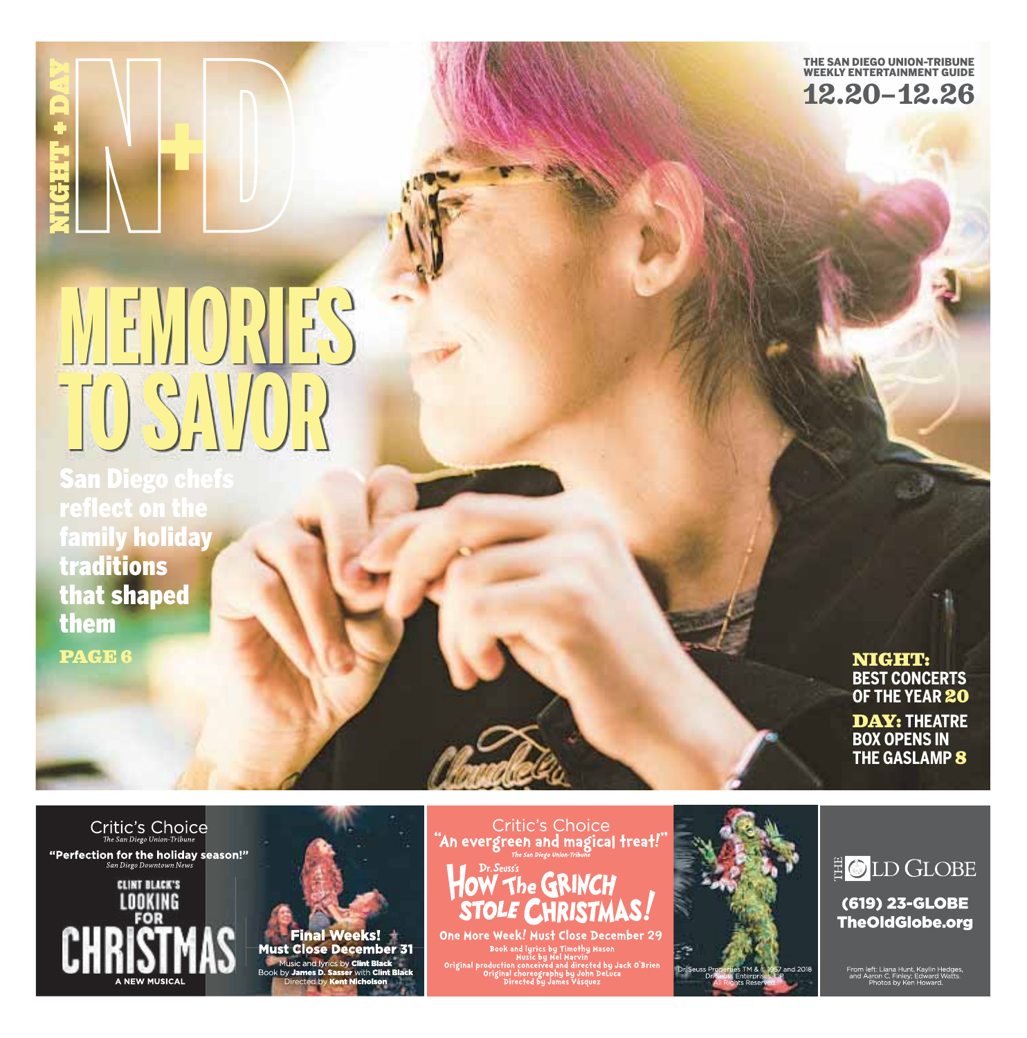NIGHT + DAY

# N+D

THE SAN DIEGO UNION-TRIBUNE WEEKLY ENTERTAINMENT GUIDE

12.20–12.26

# MEMORIES TO SAVOR

**San Diego chefs reflect on the family holiday traditions that shaped them**

PAGE 6

**NIGHT:** BEST CONCERTS OF THE YEAR 20

**DAY:** THEATRE BOX OPENS IN THE GASLAMP 8

---

Critic's Choice
*The San Diego Union-Tribune*

**"Perfection for the holiday season!"**
*San Diego Downtown News*

CLINT BLACK'S LOOKING FOR CHRISTMAS
A NEW MUSICAL

**Final Weeks! Must Close December 31**

Music and lyrics by **Clint Black**
Book by **James D. Sasser** with **Clint Black**
Directed by **Kent Nicholson**

---

Critic's Choice
**"An evergreen and magical treat!"**
*The San Diego Union-Tribune*

Dr. Seuss's HOW THE GRINCH STOLE CHRISTMAS!

**One More Week! Must Close December 29**

Book and lyrics by Timothy Mason
Music by Mel Marvin
Original production conceived and directed by Jack O'Brien
Original choreography by John DeLuca
Directed by James Vásquez

Dr. Seuss Properties TM & © 1957 and 2018 Dr. Seuss Enterprises, L.P. All Rights Reserved.

---

THE OLD GLOBE

**(619) 23-GLOBE**
**TheOldGlobe.org**

From left: Liana Hunt, Kaylin Hedges, and Aaron C. Finley; Edward Watts. Photos by Ken Howard.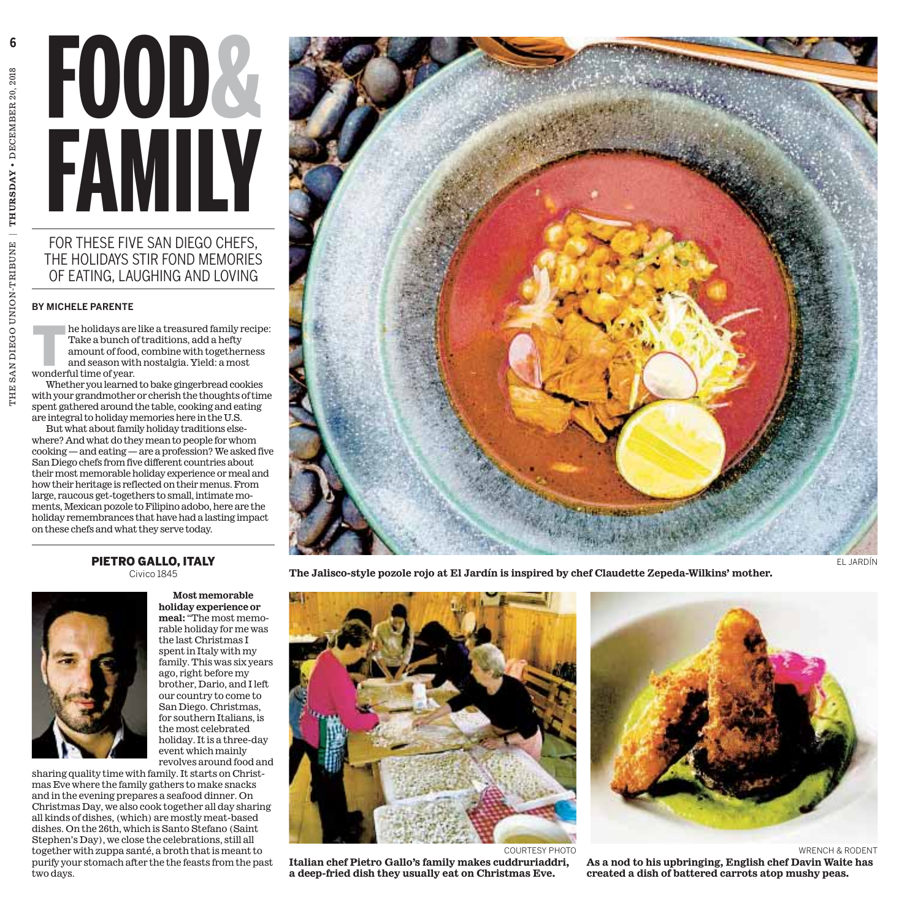# FOOD & FAMILY

## FOR THESE FIVE SAN DIEGO CHEFS, THE HOLIDAYS STIR FOND MEMORIES OF EATING, LAUGHING AND LOVING

**BY MICHELE PARENTE**

The holidays are like a treasured family recipe: Take a bunch of traditions, add a hefty amount of food, combine with togetherness and season with nostalgia. Yield: a most wonderful time of year.

Whether you learned to bake gingerbread cookies with your grandmother or cherish the thoughts of time spent gathered around the table, cooking and eating are integral to holiday memories here in the U.S.

But what about family holiday traditions elsewhere? And what do they mean to people for whom cooking — and eating — are a profession? We asked five San Diego chefs from five different countries about their most memorable holiday experience or meal and how their heritage is reflected on their menus. From large, raucous get-togethers to small, intimate moments, Mexican pozole to Filipino adobo, here are the holiday remembrances that have had a lasting impact on these chefs and what they serve today.

EL JARDÍN

The Jalisco-style pozole rojo at El Jardín is inspired by chef Claudette Zepeda-Wilkins' mother.

### PIETRO GALLO, ITALY

Civico 1845

**Most memorable holiday experience or meal:** "The most memorable holiday for me was the last Christmas I spent in Italy with my family. This was six years ago, right before my brother, Dario, and I left our country to come to San Diego. Christmas, for southern Italians, is the most celebrated holiday. It is a three-day event which mainly revolves around food and sharing quality time with family. It starts on Christmas Eve where the family gathers to make snacks and in the evening prepares a seafood dinner. On Christmas Day, we also cook together all day sharing all kinds of dishes, (which) are mostly meat-based dishes. On the 26th, which is Santo Stefano (Saint Stephen's Day), we close the celebrations, still all together with zuppa santé, a broth that is meant to purify your stomach after the the feasts from the past two days.

COURTESY PHOTO

Italian chef Pietro Gallo's family makes cuddruriaddri, a deep-fried dish they usually eat on Christmas Eve.

WRENCH & RODENT

As a nod to his upbringing, English chef Davin Waite has created a dish of battered carrots atop mushy peas.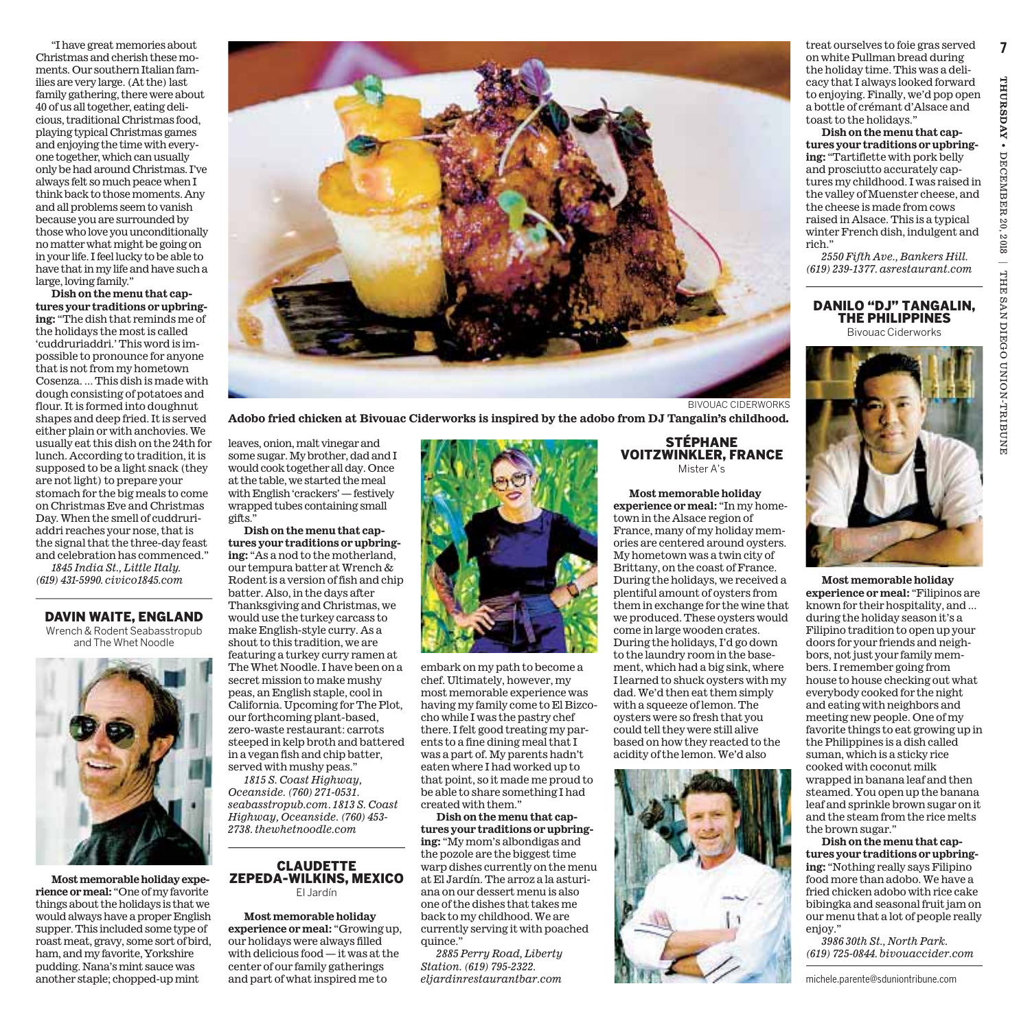"I have great memories about Christmas and cherish these moments. Our southern Italian families are very large. (At the) last family gathering, there were about 40 of us all together, eating delicious, traditional Christmas food, playing typical Christmas games and enjoying the time with everyone together, which can usually only be had around Christmas. I've always felt so much peace when I think back to those moments. Any and all problems seem to vanish because you are surrounded by those who love you unconditionally no matter what might be going on in your life. I feel lucky to be able to have that in my life and have such a large, loving family."

**Dish on the menu that captures your traditions or upbringing:** "The dish that reminds me of the holidays the most is called 'cuddruriaddri.' This word is impossible to pronounce for anyone that is not from my hometown Cosenza. ... This dish is made with dough consisting of potatoes and flour. It is formed into doughnut shapes and deep fried. It is served either plain or with anchovies. We usually eat this dish on the 24th for lunch. According to tradition, it is supposed to be a light snack (they are not light) to prepare your stomach for the big meals to come on Christmas Eve and Christmas Day. When the smell of cuddruriaddri reaches your nose, that is the signal that the three-day feast and celebration has commenced."

*1845 India St., Little Italy. (619) 431-5990. civico1845.com*

BIVOUAC CIDERWORKS

**Adobo fried chicken at Bivouac Ciderworks is inspired by the adobo from DJ Tangalin's childhood.**

## DAVIN WAITE, ENGLAND

Wrench & Rodent Seabasstropub and The Whet Noodle

**Most memorable holiday experience or meal:** "One of my favorite things about the holidays is that we would always have a proper English supper. This included some type of roast meat, gravy, some sort of bird, ham, and my favorite, Yorkshire pudding. Nana's mint sauce was another staple; chopped-up mint leaves, onion, malt vinegar and some sugar. My brother, dad and I would cook together all day. Once at the table, we started the meal with English 'crackers' — festively wrapped tubes containing small gifts."

**Dish on the menu that captures your traditions or upbringing:** "As a nod to the motherland, our tempura batter at Wrench & Rodent is a version of fish and chip batter. Also, in the days after Thanksgiving and Christmas, we would use the turkey carcass to make English-style curry. As a shout to this tradition, we are featuring a turkey curry ramen at The Whet Noodle. I have been on a secret mission to make mushy peas, an English staple, cool in California. Upcoming for The Plot, our forthcoming plant-based, zero-waste restaurant: carrots steeped in kelp broth and battered in a vegan fish and chip batter, served with mushy peas."

*1815 S. Coast Highway, Oceanside. (760) 271-0531. seabasstropub.com. 1813 S. Coast Highway, Oceanside. (760) 453-2738. thewhetnoodle.com*

## CLAUDETTE ZEPEDA-WILKINS, MEXICO

El Jardín

**Most memorable holiday experience or meal:** "Growing up, our holidays were always filled with delicious food — it was at the center of our family gatherings and part of what inspired me to embark on my path to become a chef. Ultimately, however, my most memorable experience was having my family come to El Bizcocho while I was the pastry chef there. I felt good treating my parents to a fine dining meal that I was a part of. My parents hadn't eaten where I had worked up to that point, so it made me proud to be able to share something I had created with them."

**Dish on the menu that captures your traditions or upbringing:** "My mom's albondigas and the pozole are the biggest time warp dishes currently on the menu at El Jardín. The arroz a la asturiana on our dessert menu is also one of the dishes that takes me back to my childhood. We are currently serving it with poached quince."

*2885 Perry Road, Liberty Station. (619) 795-2322. eljardinrestaurantbar.com*

## STÉPHANE VOITZWINKLER, FRANCE

Mister A's

**Most memorable holiday experience or meal:** "In my hometown in the Alsace region of France, many of my holiday memories are centered around oysters. My hometown was a twin city of Brittany, on the coast of France. During the holidays, we received a plentiful amount of oysters from them in exchange for the wine that we produced. These oysters would come in large wooden crates. During the holidays, I'd go down to the laundry room in the basement, which had a big sink, where I learned to shuck oysters with my dad. We'd then eat them simply with a squeeze of lemon. The oysters were so fresh that you could tell they were still alive based on how they reacted to the acidity of the lemon. We'd also treat ourselves to foie gras served on white Pullman bread during the holiday time. This was a delicacy that I always looked forward to enjoying. Finally, we'd pop open a bottle of crémant d'Alsace and toast to the holidays."

**Dish on the menu that captures your traditions or upbringing:** "Tartiflette with pork belly and prosciutto accurately captures my childhood. I was raised in the valley of Muenster cheese, and the cheese is made from cows raised in Alsace. This is a typical winter French dish, indulgent and rich."

*2550 Fifth Ave., Bankers Hill. (619) 239-1377. asrestaurant.com*

## DANILO "DJ" TANGALIN, THE PHILIPPINES

Bivouac Ciderworks

**Most memorable holiday experience or meal:** "Filipinos are known for their hospitality, and ... during the holiday season it's a Filipino tradition to open up your doors for your friends and neighbors, not just your family members. I remember going from house to house checking out what everybody cooked for the night and eating with neighbors and meeting new people. One of my favorite things to eat growing up in the Philippines is a dish called suman, which is a sticky rice cooked with coconut milk wrapped in banana leaf and then steamed. You open up the banana leaf and sprinkle brown sugar on it and the steam from the rice melts the brown sugar."

**Dish on the menu that captures your traditions or upbringing:** "Nothing really says Filipino food more than adobo. We have a fried chicken adobo with rice cake bibingka and seasonal fruit jam on our menu that a lot of people really enjoy."

*3986 30th St., North Park. (619) 725-0844. bivouaccider.com*

michele.parente@sduniontribune.com